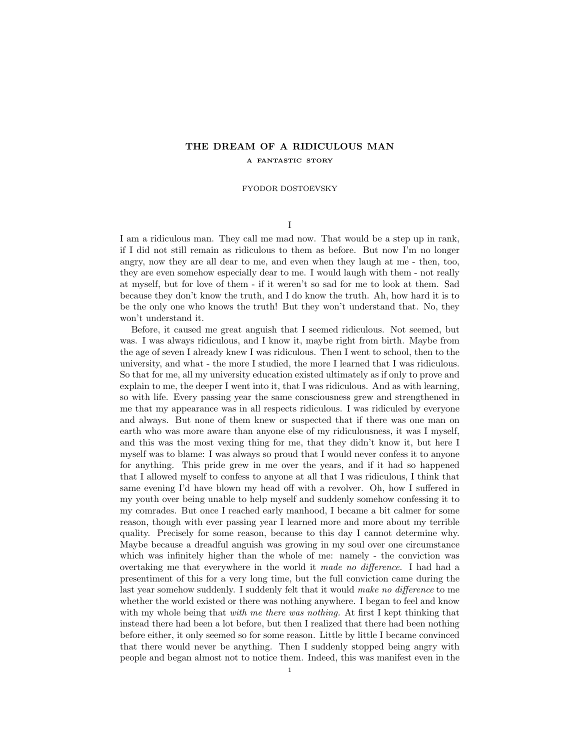# THE DREAM OF A RIDICULOUS MAN

A FANTASTIC STORY

FYODOR DOSTOEVSKY

## I

I am a ridiculous man. They call me mad now. That would be a step up in rank, if I did not still remain as ridiculous to them as before. But now I'm no longer angry, now they are all dear to me, and even when they laugh at me - then, too, they are even somehow especially dear to me. I would laugh with them - not really at myself, but for love of them - if it weren't so sad for me to look at them. Sad because they don't know the truth, and I do know the truth. Ah, how hard it is to be the only one who knows the truth! But they won't understand that. No, they won't understand it.

Before, it caused me great anguish that I seemed ridiculous. Not seemed, but was. I was always ridiculous, and I know it, maybe right from birth. Maybe from the age of seven I already knew I was ridiculous. Then I went to school, then to the university, and what - the more I studied, the more I learned that I was ridiculous. So that for me, all my university education existed ultimately as if only to prove and explain to me, the deeper I went into it, that I was ridiculous. And as with learning, so with life. Every passing year the same consciousness grew and strengthened in me that my appearance was in all respects ridiculous. I was ridiculed by everyone and always. But none of them knew or suspected that if there was one man on earth who was more aware than anyone else of my ridiculousness, it was I myself, and this was the most vexing thing for me, that they didn't know it, but here I myself was to blame: I was always so proud that I would never confess it to anyone for anything. This pride grew in me over the years, and if it had so happened that I allowed myself to confess to anyone at all that I was ridiculous, I think that same evening I'd have blown my head off with a revolver. Oh, how I suffered in my youth over being unable to help myself and suddenly somehow confessing it to my comrades. But once I reached early manhood, I became a bit calmer for some reason, though with ever passing year I learned more and more about my terrible quality. Precisely for some reason, because to this day I cannot determine why. Maybe because a dreadful anguish was growing in my soul over one circumstance which was infinitely higher than the whole of me: namely - the conviction was overtaking me that everywhere in the world it *made no difference*. I had had a presentiment of this for a very long time, but the full conviction came during the last year somehow suddenly. I suddenly felt that it would *make no difference* to me whether the world existed or there was nothing anywhere. I began to feel and know with my whole being that *with me there was nothing.* At first I kept thinking that instead there had been a lot before, but then I realized that there had been nothing before either, it only seemed so for some reason. Little by little I became convinced that there would never be anything. Then I suddenly stopped being angry with people and began almost not to notice them. Indeed, this was manifest even in the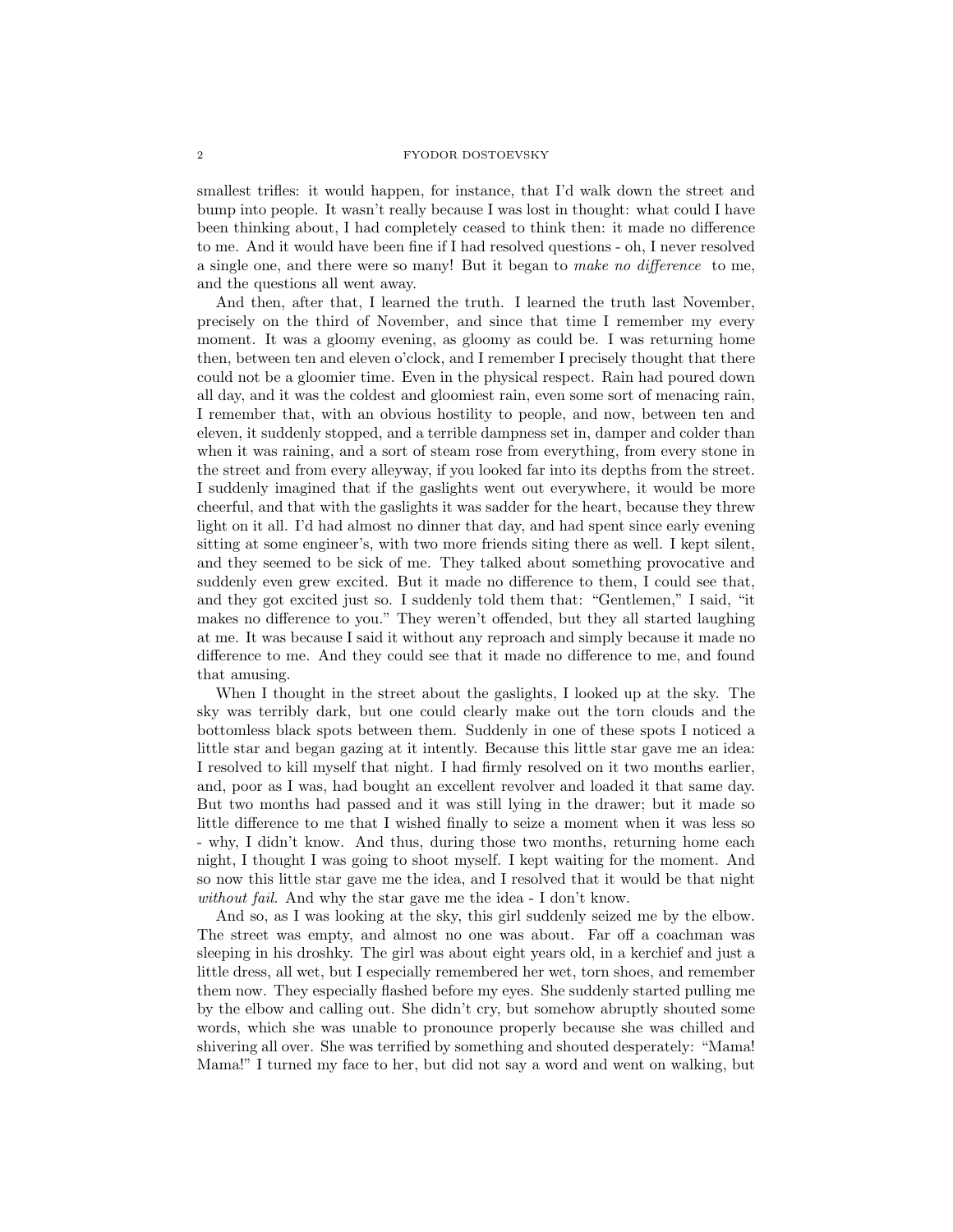smallest trifles: it would happen, for instance, that I'd walk down the street and bump into people. It wasn't really because I was lost in thought: what could I have been thinking about, I had completely ceased to think then: it made no difference to me. And it would have been fine if I had resolved questions - oh, I never resolved a single one, and there were so many! But it began to *make no difference* to me, and the questions all went away.

And then, after that, I learned the truth. I learned the truth last November, precisely on the third of November, and since that time I remember my every moment. It was a gloomy evening, as gloomy as could be. I was returning home then, between ten and eleven o'clock, and I remember I precisely thought that there could not be a gloomier time. Even in the physical respect. Rain had poured down all day, and it was the coldest and gloomiest rain, even some sort of menacing rain, I remember that, with an obvious hostility to people, and now, between ten and eleven, it suddenly stopped, and a terrible dampness set in, damper and colder than when it was raining, and a sort of steam rose from everything, from every stone in the street and from every alleyway, if you looked far into its depths from the street. I suddenly imagined that if the gaslights went out everywhere, it would be more cheerful, and that with the gaslights it was sadder for the heart, because they threw light on it all. I'd had almost no dinner that day, and had spent since early evening sitting at some engineer's, with two more friends siting there as well. I kept silent, and they seemed to be sick of me. They talked about something provocative and suddenly even grew excited. But it made no difference to them, I could see that, and they got excited just so. I suddenly told them that: "Gentlemen," I said, "it makes no difference to you." They weren't offended, but they all started laughing at me. It was because I said it without any reproach and simply because it made no difference to me. And they could see that it made no difference to me, and found that amusing.

When I thought in the street about the gaslights, I looked up at the sky. The sky was terribly dark, but one could clearly make out the torn clouds and the bottomless black spots between them. Suddenly in one of these spots I noticed a little star and began gazing at it intently. Because this little star gave me an idea: I resolved to kill myself that night. I had firmly resolved on it two months earlier, and, poor as I was, had bought an excellent revolver and loaded it that same day. But two months had passed and it was still lying in the drawer; but it made so little difference to me that I wished finally to seize a moment when it was less so - why, I didn't know. And thus, during those two months, returning home each night, I thought I was going to shoot myself. I kept waiting for the moment. And so now this little star gave me the idea, and I resolved that it would be that night *without fail*. And why the star gave me the idea - I don't know.

And so, as I was looking at the sky, this girl suddenly seized me by the elbow. The street was empty, and almost no one was about. Far off a coachman was sleeping in his droshky. The girl was about eight years old, in a kerchief and just a little dress, all wet, but I especially remembered her wet, torn shoes, and remember them now. They especially flashed before my eyes. She suddenly started pulling me by the elbow and calling out. She didn't cry, but somehow abruptly shouted some words, which she was unable to pronounce properly because she was chilled and shivering all over. She was terrified by something and shouted desperately: "Mama! Mama!" I turned my face to her, but did not say a word and went on walking, but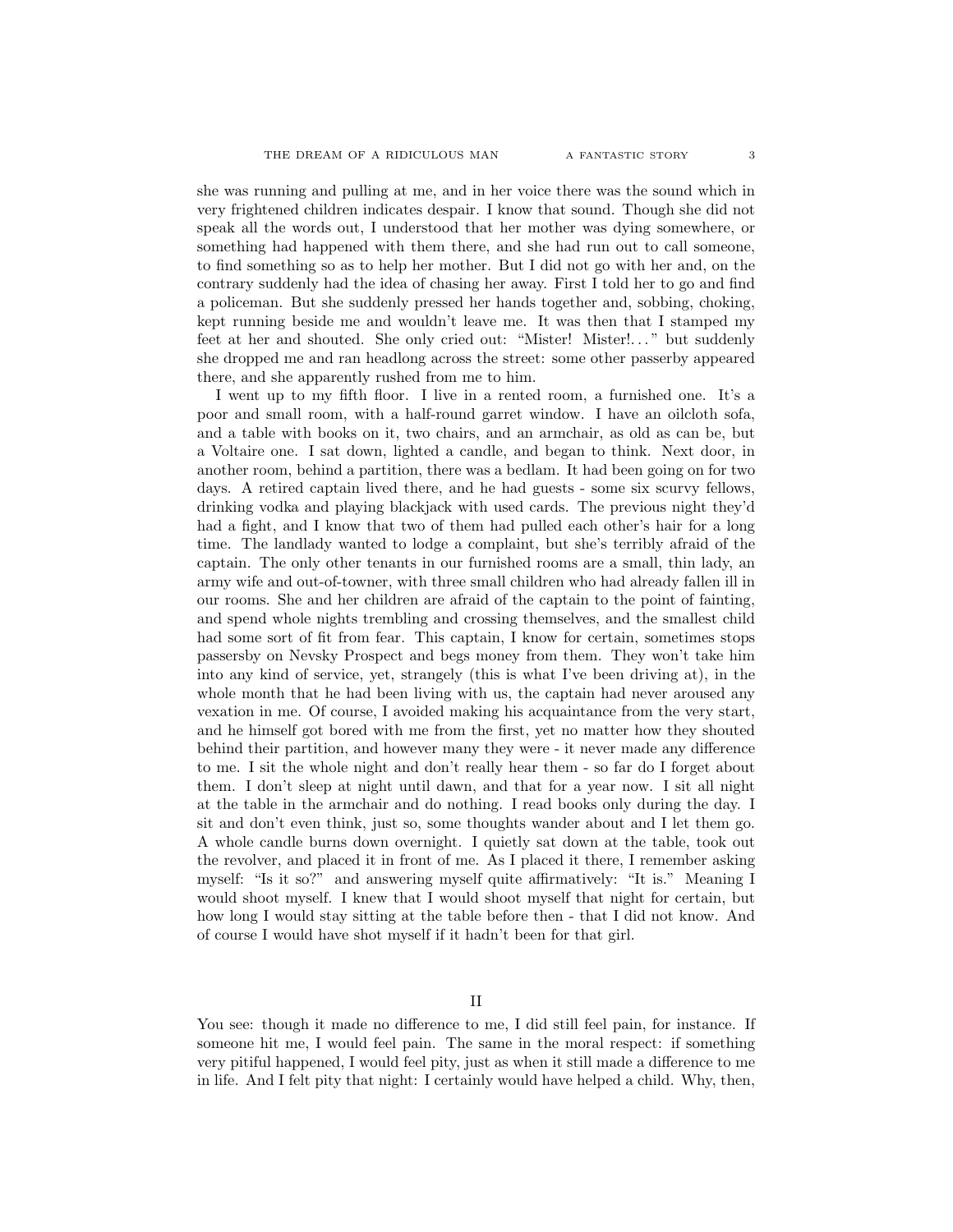she was running and pulling at me, and in her voice there was the sound which in very frightened children indicates despair. I know that sound. Though she did not speak all the words out, I understood that her mother was dying somewhere, or something had happened with them there, and she had run out to call someone, to find something so as to help her mother. But I did not go with her and, on the contrary suddenly had the idea of chasing her away. First I told her to go and find a policeman. But she suddenly pressed her hands together and, sobbing, choking, kept running beside me and wouldn't leave me. It was then that I stamped my feet at her and shouted. She only cried out: "Mister! Mister!..." but suddenly she dropped me and ran headlong across the street: some other passerby appeared there, and she apparently rushed from me to him.

I went up to my fifth floor. I live in a rented room, a furnished one. It's a poor and small room, with a half-round garret window. I have an oilcloth sofa, and a table with books on it, two chairs, and an armchair, as old as can be, but a Voltaire one. I sat down, lighted a candle, and began to think. Next door, in another room, behind a partition, there was a bedlam. It had been going on for two days. A retired captain lived there, and he had guests - some six scurvy fellows, drinking vodka and playing blackjack with used cards. The previous night they'd had a fight, and I know that two of them had pulled each other's hair for a long time. The landlady wanted to lodge a complaint, but she's terribly afraid of the captain. The only other tenants in our furnished rooms are a small, thin lady, an army wife and out-of-towner, with three small children who had already fallen ill in our rooms. She and her children are afraid of the captain to the point of fainting, and spend whole nights trembling and crossing themselves, and the smallest child had some sort of fit from fear. This captain, I know for certain, sometimes stops passersby on Nevsky Prospect and begs money from them. They won't take him into any kind of service, yet, strangely (this is what I've been driving at), in the whole month that he had been living with us, the captain had never aroused any vexation in me. Of course, I avoided making his acquaintance from the very start, and he himself got bored with me from the first, yet no matter how they shouted behind their partition, and however many they were - it never made any difference to me. I sit the whole night and don't really hear them - so far do I forget about them. I don't sleep at night until dawn, and that for a year now. I sit all night at the table in the armchair and do nothing. I read books only during the day. I sit and don't even think, just so, some thoughts wander about and I let them go. A whole candle burns down overnight. I quietly sat down at the table, took out the revolver, and placed it in front of me. As I placed it there, I remember asking myself: "Is it so?" and answering myself quite affirmatively: "It is." Meaning I would shoot myself. I knew that I would shoot myself that night for certain, but how long I would stay sitting at the table before then - that I did not know. And of course I would have shot myself if it hadn't been for that girl.

## II

You see: though it made no difference to me, I did still feel pain, for instance. If someone hit me, I would feel pain. The same in the moral respect: if something very pitiful happened, I would feel pity, just as when it still made a difference to me in life. And I felt pity that night: I certainly would have helped a child. Why, then,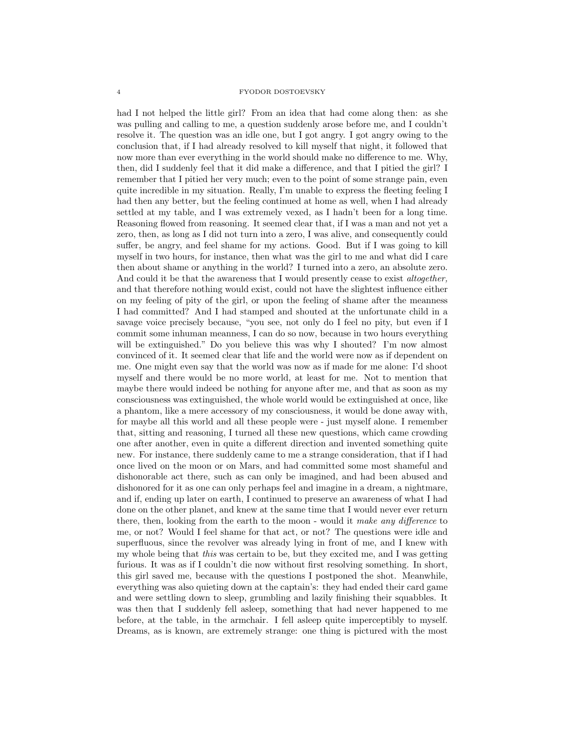had I not helped the little girl? From an idea that had come along then: as she was pulling and calling to me, a question suddenly arose before me, and I couldn't resolve it. The question was an idle one, but I got angry. I got angry owing to the conclusion that, if I had already resolved to kill myself that night, it followed that now more than ever everything in the world should make no difference to me. Why, then, did I suddenly feel that it did make a difference, and that I pitied the girl? I remember that I pitied her very much; even to the point of some strange pain, even quite incredible in my situation. Really, I'm unable to express the fleeting feeling I had then any better, but the feeling continued at home as well, when I had already settled at my table, and I was extremely vexed, as I hadn't been for a long time. Reasoning flowed from reasoning. It seemed clear that, if I was a man and not yet a zero, then, as long as I did not turn into a zero, I was alive, and consequently could suffer, be angry, and feel shame for my actions. Good. But if I was going to kill myself in two hours, for instance, then what was the girl to me and what did I care then about shame or anything in the world? I turned into a zero, an absolute zero. And could it be that the awareness that I would presently cease to exist *altogether,* and that therefore nothing would exist, could not have the slightest influence either on my feeling of pity of the girl, or upon the feeling of shame after the meanness I had committed? And I had stamped and shouted at the unfortunate child in a savage voice precisely because, "you see, not only do I feel no pity, but even if I commit some inhuman meanness, I can do so now, because in two hours everything will be extinguished." Do you believe this was why I shouted? I'm now almost convinced of it. It seemed clear that life and the world were now as if dependent on me. One might even say that the world was now as if made for me alone: I'd shoot myself and there would be no more world, at least for me. Not to mention that maybe there would indeed be nothing for anyone after me, and that as soon as my consciousness was extinguished, the whole world would be extinguished at once, like a phantom, like a mere accessory of my consciousness, it would be done away with, for maybe all this world and all these people were - just myself alone. I remember that, sitting and reasoning, I turned all these new questions, which came crowding one after another, even in quite a different direction and invented something quite new. For instance, there suddenly came to me a strange consideration, that if I had once lived on the moon or on Mars, and had committed some most shameful and dishonorable act there, such as can only be imagined, and had been abused and dishonored for it as one can only perhaps feel and imagine in a dream, a nightmare, and if, ending up later on earth, I continued to preserve an awareness of what I had done on the other planet, and knew at the same time that I would never ever return there, then, looking from the earth to the moon - would it *make any difference* to me, or not? Would I feel shame for that act, or not? The questions were idle and superfluous, since the revolver was already lying in front of me, and I knew with my whole being that *this* was certain to be, but they excited me, and I was getting furious. It was as if I couldn't die now without first resolving something. In short, this girl saved me, because with the questions I postponed the shot. Meanwhile, everything was also quieting down at the captain's: they had ended their card game and were settling down to sleep, grumbling and lazily finishing their squabbles. It was then that I suddenly fell asleep, something that had never happened to me before, at the table, in the armchair. I fell asleep quite imperceptibly to myself. Dreams, as is known, are extremely strange: one thing is pictured with the most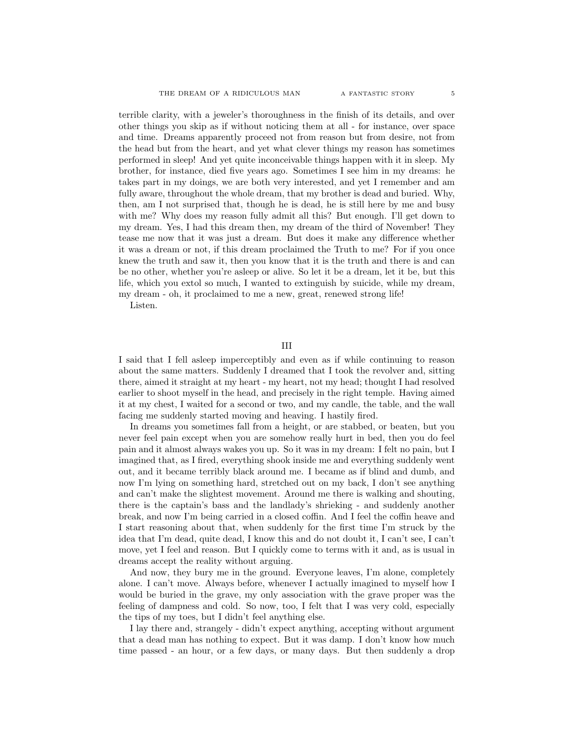terrible clarity, with a jeweler's thoroughness in the finish of its details, and over other things you skip as if without noticing them at all - for instance, over space and time. Dreams apparently proceed not from reason but from desire, not from the head but from the heart, and yet what clever things my reason has sometimes performed in sleep! And yet quite inconceivable things happen with it in sleep. My brother, for instance, died five years ago. Sometimes I see him in my dreams: he takes part in my doings, we are both very interested, and yet I remember and am fully aware, throughout the whole dream, that my brother is dead and buried. Why, then, am I not surprised that, though he is dead, he is still here by me and busy with me? Why does my reason fully admit all this? But enough. I'll get down to my dream. Yes, I had this dream then, my dream of the third of November! They tease me now that it was just a dream. But does it make any difference whether it was a dream or not, if this dream proclaimed the Truth to me? For if you once knew the truth and saw it, then you know that it is the truth and there is and can be no other, whether you're asleep or alive. So let it be a dream, let it be, but this life, which you extol so much, I wanted to extinguish by suicide, while my dream, my dream - oh, it proclaimed to me a new, great, renewed strong life!

Listen.

## III

I said that I fell asleep imperceptibly and even as if while continuing to reason about the same matters. Suddenly I dreamed that I took the revolver and, sitting there, aimed it straight at my heart - my heart, not my head; thought I had resolved earlier to shoot myself in the head, and precisely in the right temple. Having aimed it at my chest, I waited for a second or two, and my candle, the table, and the wall facing me suddenly started moving and heaving. I hastily fired.

In dreams you sometimes fall from a height, or are stabbed, or beaten, but you never feel pain except when you are somehow really hurt in bed, then you do feel pain and it almost always wakes you up. So it was in my dream: I felt no pain, but I imagined that, as I fired, everything shook inside me and everything suddenly went out, and it became terribly black around me. I became as if blind and dumb, and now I'm lying on something hard, stretched out on my back, I don't see anything and can't make the slightest movement. Around me there is walking and shouting, there is the captain's bass and the landlady's shrieking - and suddenly another break, and now I'm being carried in a closed coffin. And I feel the coffin heave and I start reasoning about that, when suddenly for the first time I'm struck by the idea that I'm dead, quite dead, I know this and do not doubt it, I can't see, I can't move, yet I feel and reason. But I quickly come to terms with it and, as is usual in dreams accept the reality without arguing.

And now, they bury me in the ground. Everyone leaves, I'm alone, completely alone. I can't move. Always before, whenever I actually imagined to myself how I would be buried in the grave, my only association with the grave proper was the feeling of dampness and cold. So now, too, I felt that I was very cold, especially the tips of my toes, but I didn't feel anything else.

I lay there and, strangely - didn't expect anything, accepting without argument that a dead man has nothing to expect. But it was damp. I don't know how much time passed - an hour, or a few days, or many days. But then suddenly a drop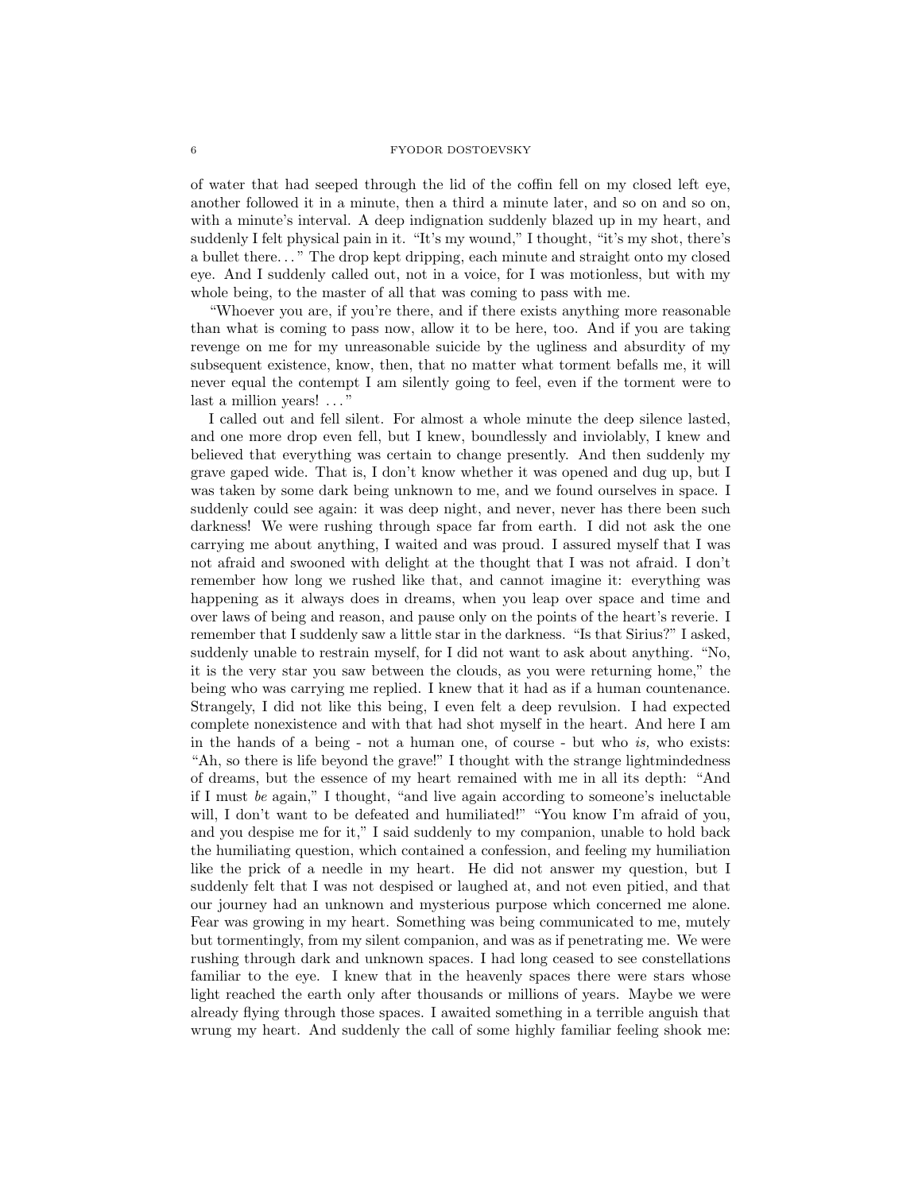of water that had seeped through the lid of the coffin fell on my closed left eye, another followed it in a minute, then a third a minute later, and so on and so on, with a minute's interval. A deep indignation suddenly blazed up in my heart, and suddenly I felt physical pain in it. "It's my wound," I thought, "it's my shot, there's a bullet there. . . " The drop kept dripping, each minute and straight onto my closed eye. And I suddenly called out, not in a voice, for I was motionless, but with my whole being, to the master of all that was coming to pass with me.

"Whoever you are, if you're there, and if there exists anything more reasonable than what is coming to pass now, allow it to be here, too. And if you are taking revenge on me for my unreasonable suicide by the ugliness and absurdity of my subsequent existence, know, then, that no matter what torment befalls me, it will never equal the contempt I am silently going to feel, even if the torment were to last a million years! . . . "

I called out and fell silent. For almost a whole minute the deep silence lasted, and one more drop even fell, but I knew, boundlessly and inviolably, I knew and believed that everything was certain to change presently. And then suddenly my grave gaped wide. That is, I don't know whether it was opened and dug up, but I was taken by some dark being unknown to me, and we found ourselves in space. I suddenly could see again: it was deep night, and never, never has there been such darkness! We were rushing through space far from earth. I did not ask the one carrying me about anything, I waited and was proud. I assured myself that I was not afraid and swooned with delight at the thought that I was not afraid. I don't remember how long we rushed like that, and cannot imagine it: everything was happening as it always does in dreams, when you leap over space and time and over laws of being and reason, and pause only on the points of the heart's reverie. I remember that I suddenly saw a little star in the darkness. "Is that Sirius?" I asked, suddenly unable to restrain myself, for I did not want to ask about anything. "No, it is the very star you saw between the clouds, as you were returning home," the being who was carrying me replied. I knew that it had as if a human countenance. Strangely, I did not like this being, I even felt a deep revulsion. I had expected complete nonexistence and with that had shot myself in the heart. And here I am in the hands of a being - not a human one, of course - but who *is,* who exists: "Ah, so there is life beyond the grave!" I thought with the strange lightmindedness of dreams, but the essence of my heart remained with me in all its depth: "And if I must *be* again," I thought, "and live again according to someone's ineluctable will, I don't want to be defeated and humiliated!" "You know I'm afraid of you, and you despise me for it," I said suddenly to my companion, unable to hold back the humiliating question, which contained a confession, and feeling my humiliation like the prick of a needle in my heart. He did not answer my question, but I suddenly felt that I was not despised or laughed at, and not even pitied, and that our journey had an unknown and mysterious purpose which concerned me alone. Fear was growing in my heart. Something was being communicated to me, mutely but tormentingly, from my silent companion, and was as if penetrating me. We were rushing through dark and unknown spaces. I had long ceased to see constellations familiar to the eye. I knew that in the heavenly spaces there were stars whose light reached the earth only after thousands or millions of years. Maybe we were already flying through those spaces. I awaited something in a terrible anguish that wrung my heart. And suddenly the call of some highly familiar feeling shook me: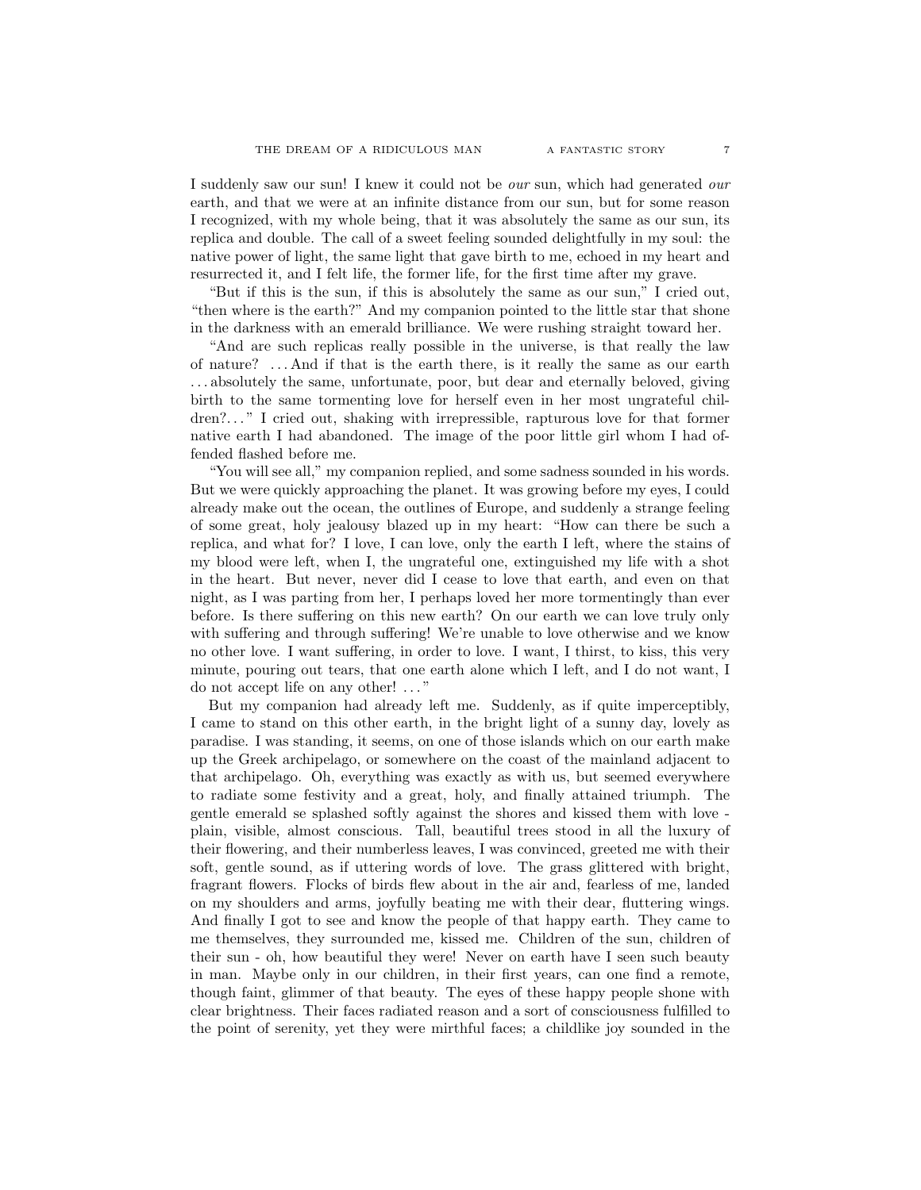I suddenly saw our sun! I knew it could not be *our* sun, which had generated *our* earth, and that we were at an infinite distance from our sun, but for some reason I recognized, with my whole being, that it was absolutely the same as our sun, its replica and double. The call of a sweet feeling sounded delightfully in my soul: the native power of light, the same light that gave birth to me, echoed in my heart and resurrected it, and I felt life, the former life, for the first time after my grave.

"But if this is the sun, if this is absolutely the same as our sun," I cried out, "then where is the earth?" And my companion pointed to the little star that shone in the darkness with an emerald brilliance. We were rushing straight toward her.

"And are such replicas really possible in the universe, is that really the law of nature? ... And if that is the earth there, is it really the same as our earth ... absolutely the same, unfortunate, poor, but dear and eternally beloved, giving birth to the same tormenting love for herself even in her most ungrateful children?..." I cried out, shaking with irrepressible, rapturous love for that former native earth I had abandoned. The image of the poor little girl whom I had offended flashed before me.

"You will see all," my companion replied, and some sadness sounded in his words. But we were quickly approaching the planet. It was growing before my eyes, I could already make out the ocean, the outlines of Europe, and suddenly a strange feeling of some great, holy jealousy blazed up in my heart: "How can there be such a replica, and what for? I love, I can love, only the earth I left, where the stains of my blood were left, when I, the ungrateful one, extinguished my life with a shot in the heart. But never, never did I cease to love that earth, and even on that night, as I was parting from her, I perhaps loved her more tormentingly than ever before. Is there suffering on this new earth? On our earth we can love truly only with suffering and through suffering! We're unable to love otherwise and we know no other love. I want suffering, in order to love. I want, I thirst, to kiss, this very minute, pouring out tears, that one earth alone which I left, and I do not want, I do not accept life on any other! ..."

But my companion had already left me. Suddenly, as if quite imperceptibly, I came to stand on this other earth, in the bright light of a sunny day, lovely as paradise. I was standing, it seems, on one of those islands which on our earth make up the Greek archipelago, or somewhere on the coast of the mainland adjacent to that archipelago. Oh, everything was exactly as with us, but seemed everywhere to radiate some festivity and a great, holy, and finally attained triumph. The gentle emerald se splashed softly against the shores and kissed them with love - plain, visible, almost conscious. Tall, beautiful trees stood in all the luxury of their flowering, and their numberless leaves, I was convinced, greeted me with their soft, gentle sound, as if uttering words of love. The grass glittered with bright, fragrant flowers. Flocks of birds flew about in the air and, fearless of me, landed on my shoulders and arms, joyfully beating me with their dear, fluttering wings. And finally I got to see and know the people of that happy earth. They came to me themselves, they surrounded me, kissed me. Children of the sun, children of their sun - oh, how beautiful they were! Never on earth have I seen such beauty in man. Maybe only in our children, in their first years, can one find a remote, though faint, glimmer of that beauty. The eyes of these happy people shone with clear brightness. Their faces radiated reason and a sort of consciousness fulfilled to the point of serenity, yet they were mirthful faces; a childlike joy sounded in the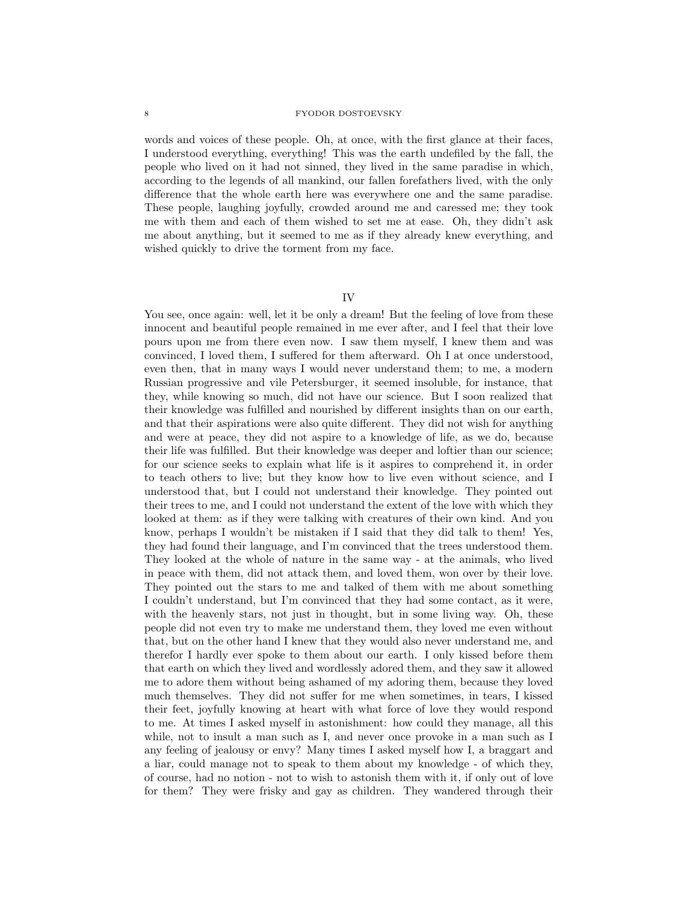words and voices of these people. Oh, at once, with the first glance at their faces, I understood everything, everything! This was the earth undefiled by the fall, the people who lived on it had not sinned, they lived in the same paradise in which, according to the legends of all mankind, our fallen forefathers lived, with the only difference that the whole earth here was everywhere one and the same paradise. These people, laughing joyfully, crowded around me and caressed me; they took me with them and each of them wished to set me at ease. Oh, they didn't ask me about anything, but it seemed to me as if they already knew everything, and wished quickly to drive the torment from my face.

## IV

You see, once again: well, let it be only a dream! But the feeling of love from these innocent and beautiful people remained in me ever after, and I feel that their love pours upon me from there even now. I saw them myself, I knew them and was convinced, I loved them, I suffered for them afterward. Oh I at once understood, even then, that in many ways I would never understand them; to me, a modern Russian progressive and vile Petersburger, it seemed insoluble, for instance, that they, while knowing so much, did not have our science. But I soon realized that their knowledge was fulfilled and nourished by different insights than on our earth, and that their aspirations were also quite different. They did not wish for anything and were at peace, they did not aspire to a knowledge of life, as we do, because their life was fulfilled. But their knowledge was deeper and loftier than our science; for our science seeks to explain what life is it aspires to comprehend it, in order to teach others to live; but they know how to live even without science, and I understood that, but I could not understand their knowledge. They pointed out their trees to me, and I could not understand the extent of the love with which they looked at them: as if they were talking with creatures of their own kind. And you know, perhaps I wouldn't be mistaken if I said that they did talk to them! Yes, they had found their language, and I'm convinced that the trees understood them. They looked at the whole of nature in the same way - at the animals, who lived in peace with them, did not attack them, and loved them, won over by their love. They pointed out the stars to me and talked of them with me about something I couldn't understand, but I'm convinced that they had some contact, as it were, with the heavenly stars, not just in thought, but in some living way. Oh, these people did not even try to make me understand them, they loved me even without that, but on the other hand I knew that they would also never understand me, and therefor I hardly ever spoke to them about our earth. I only kissed before them that earth on which they lived and wordlessly adored them, and they saw it allowed me to adore them without being ashamed of my adoring them, because they loved much themselves. They did not suffer for me when sometimes, in tears, I kissed their feet, joyfully knowing at heart with what force of love they would respond to me. At times I asked myself in astonishment: how could they manage, all this while, not to insult a man such as I, and never once provoke in a man such as I any feeling of jealousy or envy? Many times I asked myself how I, a braggart and a liar, could manage not to speak to them about my knowledge - of which they, of course, had no notion - not to wish to astonish them with it, if only out of love for them? They were frisky and gay as children. They wandered through their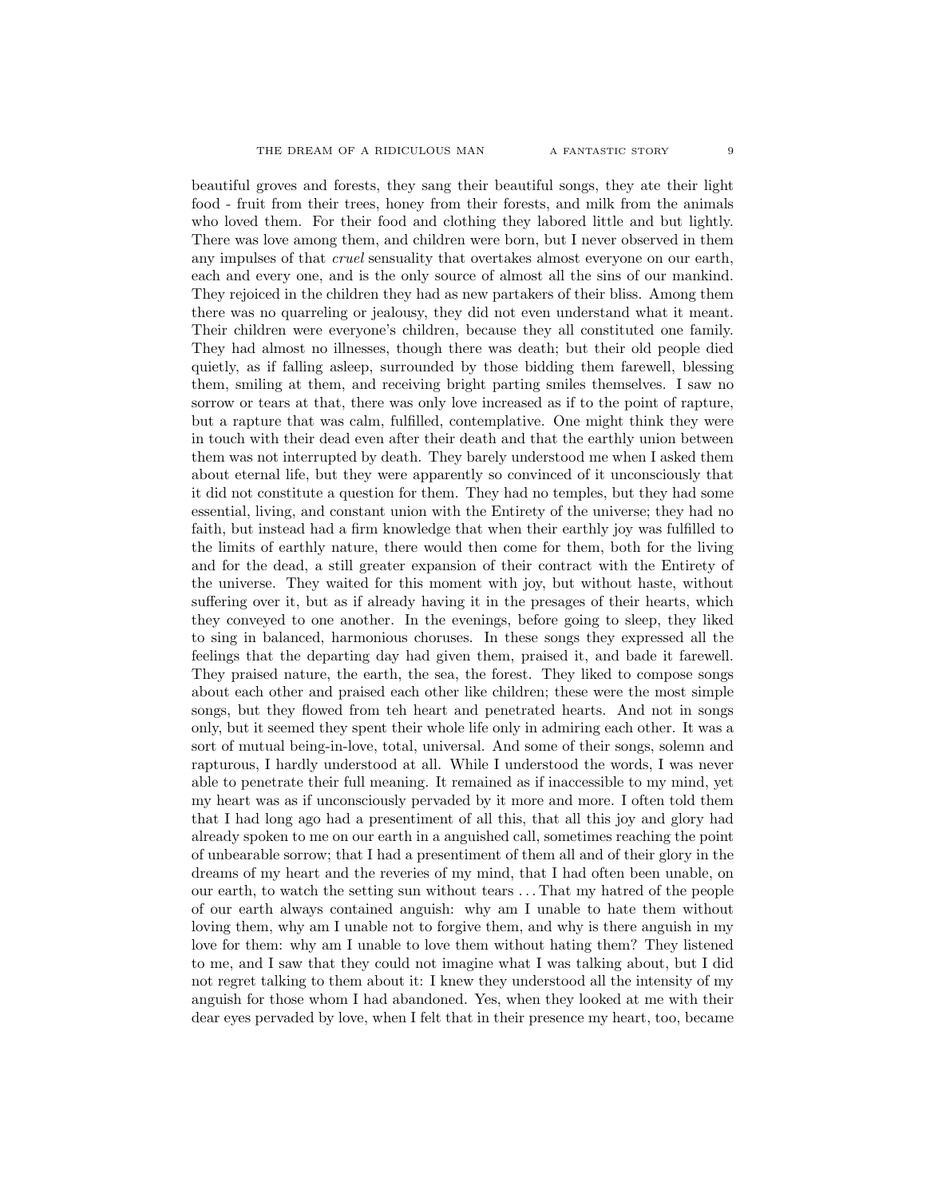beautiful groves and forests, they sang their beautiful songs, they ate their light food - fruit from their trees, honey from their forests, and milk from the animals who loved them. For their food and clothing they labored little and but lightly. There was love among them, and children were born, but I never observed in them any impulses of that *cruel* sensuality that overtakes almost everyone on our earth, each and every one, and is the only source of almost all the sins of our mankind. They rejoiced in the children they had as new partakers of their bliss. Among them there was no quarreling or jealousy, they did not even understand what it meant. Their children were everyone's children, because they all constituted one family. They had almost no illnesses, though there was death; but their old people died quietly, as if falling asleep, surrounded by those bidding them farewell, blessing them, smiling at them, and receiving bright parting smiles themselves. I saw no sorrow or tears at that, there was only love increased as if to the point of rapture, but a rapture that was calm, fulfilled, contemplative. One might think they were in touch with their dead even after their death and that the earthly union between them was not interrupted by death. They barely understood me when I asked them about eternal life, but they were apparently so convinced of it unconsciously that it did not constitute a question for them. They had no temples, but they had some essential, living, and constant union with the Entirety of the universe; they had no faith, but instead had a firm knowledge that when their earthly joy was fulfilled to the limits of earthly nature, there would then come for them, both for the living and for the dead, a still greater expansion of their contract with the Entirety of the universe. They waited for this moment with joy, but without haste, without suffering over it, but as if already having it in the presages of their hearts, which they conveyed to one another. In the evenings, before going to sleep, they liked to sing in balanced, harmonious choruses. In these songs they expressed all the feelings that the departing day had given them, praised it, and bade it farewell. They praised nature, the earth, the sea, the forest. They liked to compose songs about each other and praised each other like children; these were the most simple songs, but they flowed from teh heart and penetrated hearts. And not in songs only, but it seemed they spent their whole life only in admiring each other. It was a sort of mutual being-in-love, total, universal. And some of their songs, solemn and rapturous, I hardly understood at all. While I understood the words, I was never able to penetrate their full meaning. It remained as if inaccessible to my mind, yet my heart was as if unconsciously pervaded by it more and more. I often told them that I had long ago had a presentiment of all this, that all this joy and glory had already spoken to me on our earth in a anguished call, sometimes reaching the point of unbearable sorrow; that I had a presentiment of them all and of their glory in the dreams of my heart and the reveries of my mind, that I had often been unable, on our earth, to watch the setting sun without tears . . . That my hatred of the people of our earth always contained anguish: why am I unable to hate them without loving them, why am I unable not to forgive them, and why is there anguish in my love for them: why am I unable to love them without hating them? They listened to me, and I saw that they could not imagine what I was talking about, but I did not regret talking to them about it: I knew they understood all the intensity of my anguish for those whom I had abandoned. Yes, when they looked at me with their dear eyes pervaded by love, when I felt that in their presence my heart, too, became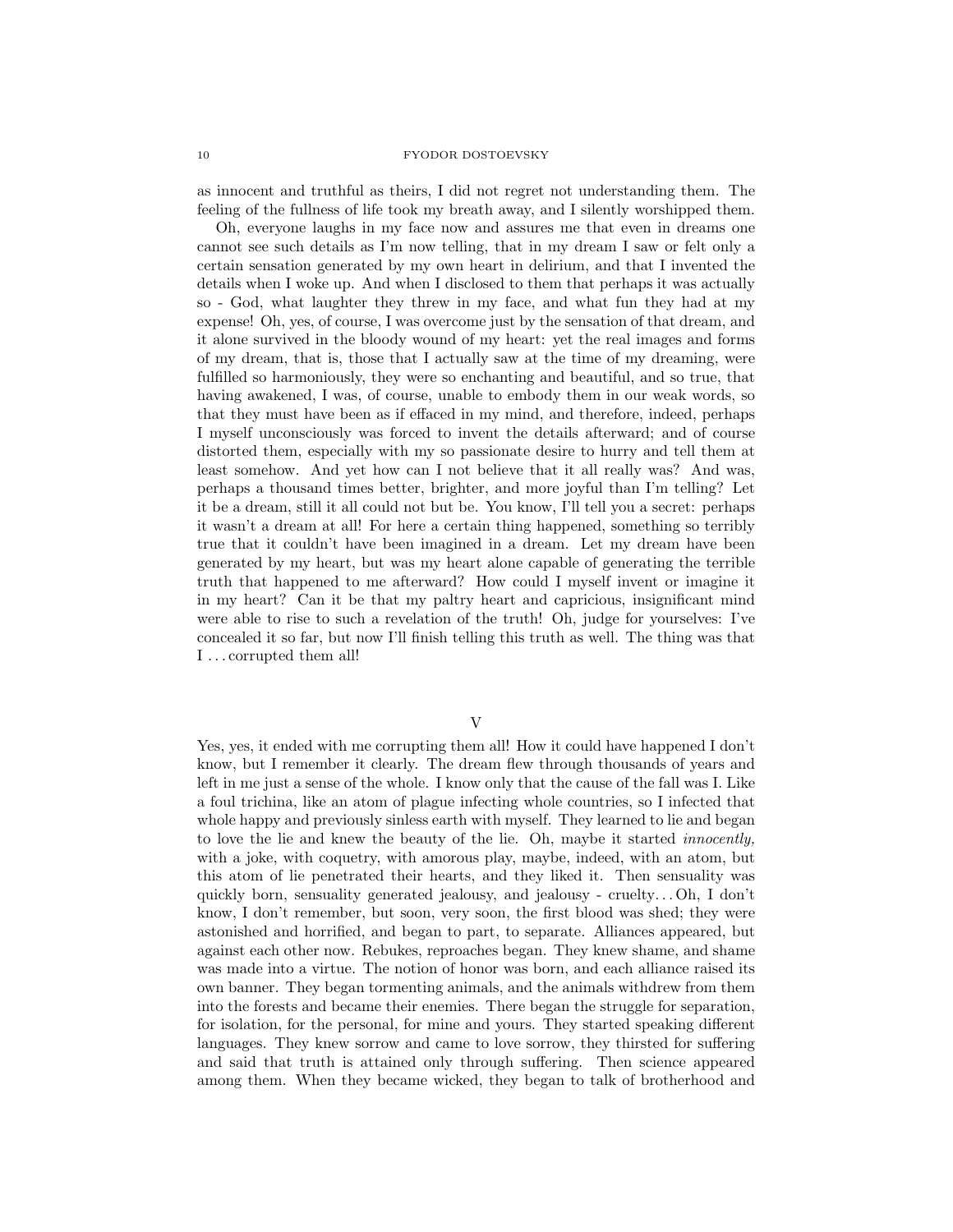as innocent and truthful as theirs, I did not regret not understanding them. The feeling of the fullness of life took my breath away, and I silently worshipped them.

Oh, everyone laughs in my face now and assures me that even in dreams one cannot see such details as I'm now telling, that in my dream I saw or felt only a certain sensation generated by my own heart in delirium, and that I invented the details when I woke up. And when I disclosed to them that perhaps it was actually so - God, what laughter they threw in my face, and what fun they had at my expense! Oh, yes, of course, I was overcome just by the sensation of that dream, and it alone survived in the bloody wound of my heart: yet the real images and forms of my dream, that is, those that I actually saw at the time of my dreaming, were fulfilled so harmoniously, they were so enchanting and beautiful, and so true, that having awakened, I was, of course, unable to embody them in our weak words, so that they must have been as if effaced in my mind, and therefore, indeed, perhaps I myself unconsciously was forced to invent the details afterward; and of course distorted them, especially with my so passionate desire to hurry and tell them at least somehow. And yet how can I not believe that it all really was? And was, perhaps a thousand times better, brighter, and more joyful than I'm telling? Let it be a dream, still it all could not but be. You know, I'll tell you a secret: perhaps it wasn't a dream at all! For here a certain thing happened, something so terribly true that it couldn't have been imagined in a dream. Let my dream have been generated by my heart, but was my heart alone capable of generating the terrible truth that happened to me afterward? How could I myself invent or imagine it in my heart? Can it be that my paltry heart and capricious, insignificant mind were able to rise to such a revelation of the truth! Oh, judge for yourselves: I've concealed it so far, but now I'll finish telling this truth as well. The thing was that I . . . corrupted them all!

## V

Yes, yes, it ended with me corrupting them all! How it could have happened I don't know, but I remember it clearly. The dream flew through thousands of years and left in me just a sense of the whole. I know only that the cause of the fall was I. Like a foul trichina, like an atom of plague infecting whole countries, so I infected that whole happy and previously sinless earth with myself. They learned to lie and began to love the lie and knew the beauty of the lie. Oh, maybe it started *innocently,* with a joke, with coquetry, with amorous play, maybe, indeed, with an atom, but this atom of lie penetrated their hearts, and they liked it. Then sensuality was quickly born, sensuality generated jealousy, and jealousy - cruelty. . . Oh, I don't know, I don't remember, but soon, very soon, the first blood was shed; they were astonished and horrified, and began to part, to separate. Alliances appeared, but against each other now. Rebukes, reproaches began. They knew shame, and shame was made into a virtue. The notion of honor was born, and each alliance raised its own banner. They began tormenting animals, and the animals withdrew from them into the forests and became their enemies. There began the struggle for separation, for isolation, for the personal, for mine and yours. They started speaking different languages. They knew sorrow and came to love sorrow, they thirsted for suffering and said that truth is attained only through suffering. Then science appeared among them. When they became wicked, they began to talk of brotherhood and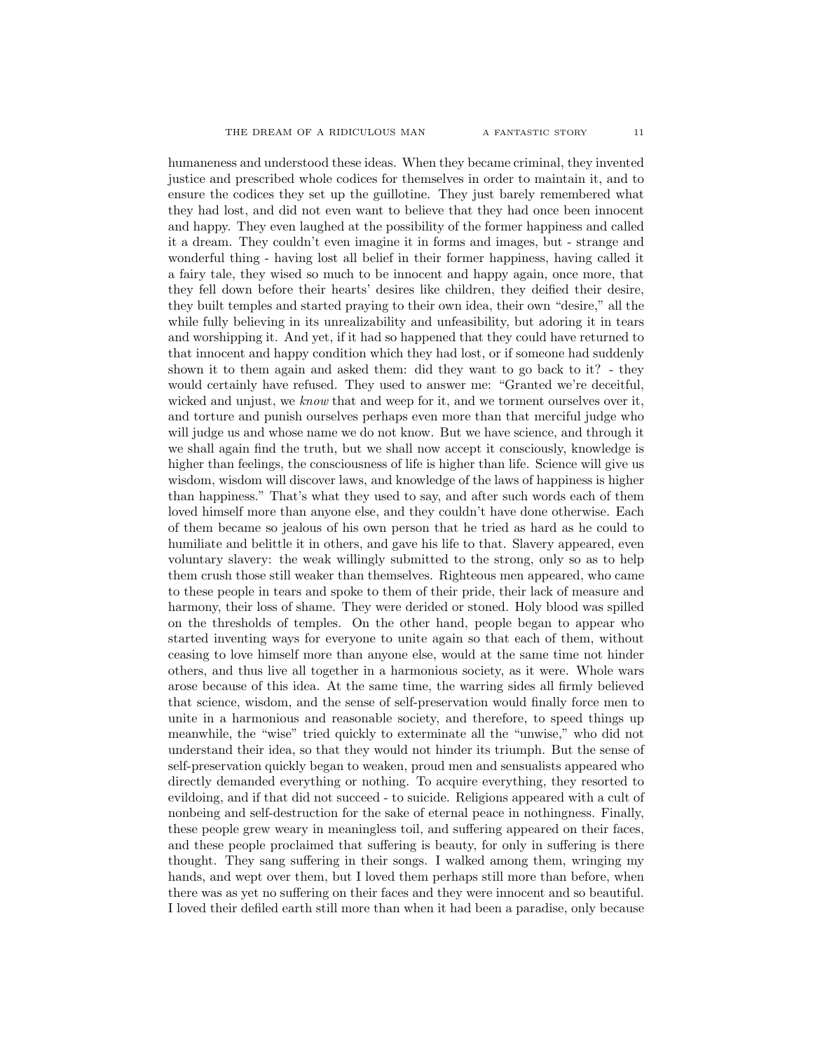humaneness and understood these ideas. When they became criminal, they invented justice and prescribed whole codices for themselves in order to maintain it, and to ensure the codices they set up the guillotine. They just barely remembered what they had lost, and did not even want to believe that they had once been innocent and happy. They even laughed at the possibility of the former happiness and called it a dream. They couldn't even imagine it in forms and images, but - strange and wonderful thing - having lost all belief in their former happiness, having called it a fairy tale, they wised so much to be innocent and happy again, once more, that they fell down before their hearts' desires like children, they deified their desire, they built temples and started praying to their own idea, their own "desire," all the while fully believing in its unrealizability and unfeasibility, but adoring it in tears and worshipping it. And yet, if it had so happened that they could have returned to that innocent and happy condition which they had lost, or if someone had suddenly shown it to them again and asked them: did they want to go back to it? - they would certainly have refused. They used to answer me: "Granted we're deceitful, wicked and unjust, we *know* that and weep for it, and we torment ourselves over it, and torture and punish ourselves perhaps even more than that merciful judge who will judge us and whose name we do not know. But we have science, and through it we shall again find the truth, but we shall now accept it consciously, knowledge is higher than feelings, the consciousness of life is higher than life. Science will give us wisdom, wisdom will discover laws, and knowledge of the laws of happiness is higher than happiness." That's what they used to say, and after such words each of them loved himself more than anyone else, and they couldn't have done otherwise. Each of them became so jealous of his own person that he tried as hard as he could to humiliate and belittle it in others, and gave his life to that. Slavery appeared, even voluntary slavery: the weak willingly submitted to the strong, only so as to help them crush those still weaker than themselves. Righteous men appeared, who came to these people in tears and spoke to them of their pride, their lack of measure and harmony, their loss of shame. They were derided or stoned. Holy blood was spilled on the thresholds of temples. On the other hand, people began to appear who started inventing ways for everyone to unite again so that each of them, without ceasing to love himself more than anyone else, would at the same time not hinder others, and thus live all together in a harmonious society, as it were. Whole wars arose because of this idea. At the same time, the warring sides all firmly believed that science, wisdom, and the sense of self-preservation would finally force men to unite in a harmonious and reasonable society, and therefore, to speed things up meanwhile, the "wise" tried quickly to exterminate all the "unwise," who did not understand their idea, so that they would not hinder its triumph. But the sense of self-preservation quickly began to weaken, proud men and sensualists appeared who directly demanded everything or nothing. To acquire everything, they resorted to evildoing, and if that did not succeed - to suicide. Religions appeared with a cult of nonbeing and self-destruction for the sake of eternal peace in nothingness. Finally, these people grew weary in meaningless toil, and suffering appeared on their faces, and these people proclaimed that suffering is beauty, for only in suffering is there thought. They sang suffering in their songs. I walked among them, wringing my hands, and wept over them, but I loved them perhaps still more than before, when there was as yet no suffering on their faces and they were innocent and so beautiful. I loved their defiled earth still more than when it had been a paradise, only because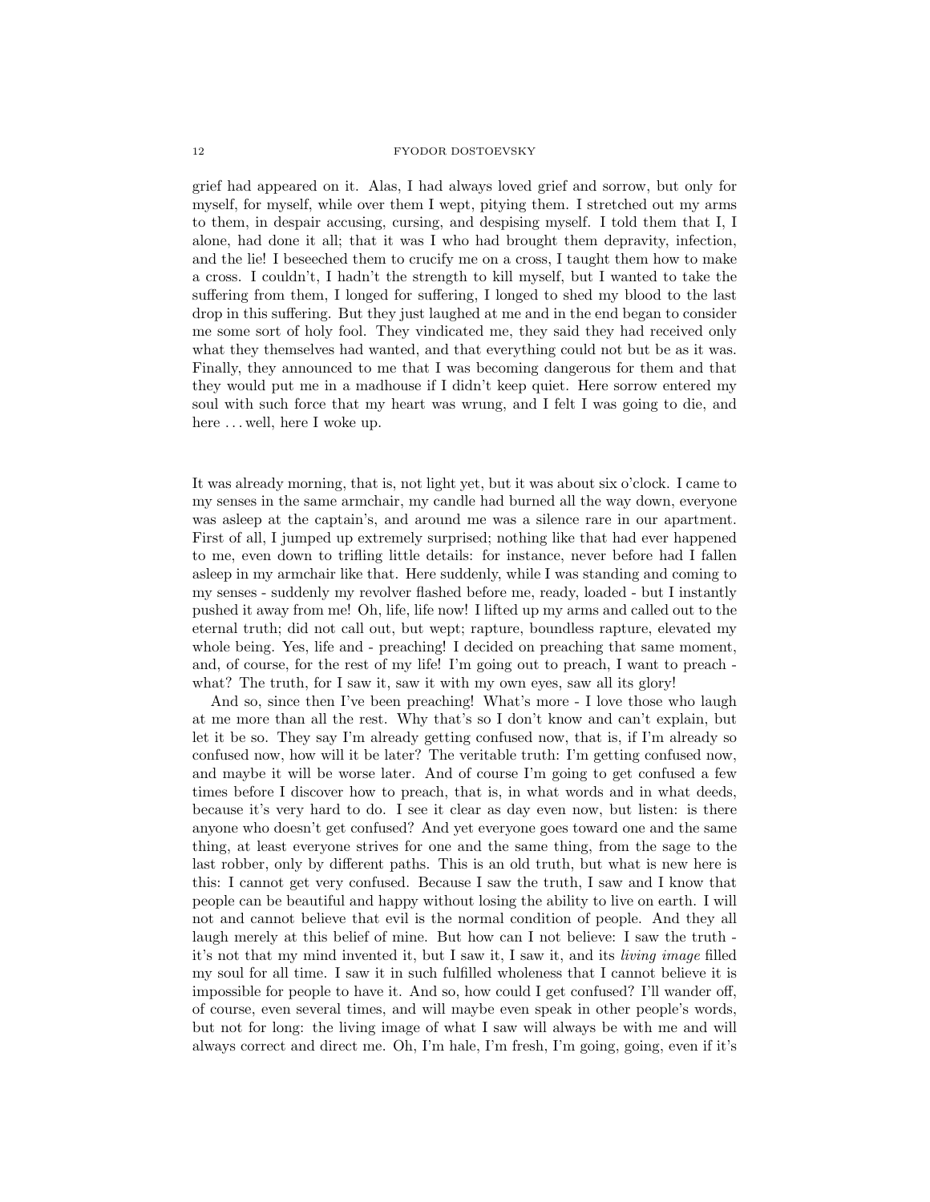grief had appeared on it. Alas, I had always loved grief and sorrow, but only for myself, for myself, while over them I wept, pitying them. I stretched out my arms to them, in despair accusing, cursing, and despising myself. I told them that I, I alone, had done it all; that it was I who had brought them depravity, infection, and the lie! I beseeched them to crucify me on a cross, I taught them how to make a cross. I couldn't, I hadn't the strength to kill myself, but I wanted to take the suffering from them, I longed for suffering, I longed to shed my blood to the last drop in this suffering. But they just laughed at me and in the end began to consider me some sort of holy fool. They vindicated me, they said they had received only what they themselves had wanted, and that everything could not but be as it was. Finally, they announced to me that I was becoming dangerous for them and that they would put me in a madhouse if I didn't keep quiet. Here sorrow entered my soul with such force that my heart was wrung, and I felt I was going to die, and here . . . well, here I woke up.

It was already morning, that is, not light yet, but it was about six o'clock. I came to my senses in the same armchair, my candle had burned all the way down, everyone was asleep at the captain's, and around me was a silence rare in our apartment. First of all, I jumped up extremely surprised; nothing like that had ever happened to me, even down to trifling little details: for instance, never before had I fallen asleep in my armchair like that. Here suddenly, while I was standing and coming to my senses - suddenly my revolver flashed before me, ready, loaded - but I instantly pushed it away from me! Oh, life, life now! I lifted up my arms and called out to the eternal truth; did not call out, but wept; rapture, boundless rapture, elevated my whole being. Yes, life and - preaching! I decided on preaching that same moment, and, of course, for the rest of my life! I'm going out to preach, I want to preach - what? The truth, for I saw it, saw it with my own eyes, saw all its glory!

And so, since then I've been preaching! What's more - I love those who laugh at me more than all the rest. Why that's so I don't know and can't explain, but let it be so. They say I'm already getting confused now, that is, if I'm already so confused now, how will it be later? The veritable truth: I'm getting confused now, and maybe it will be worse later. And of course I'm going to get confused a few times before I discover how to preach, that is, in what words and in what deeds, because it's very hard to do. I see it clear as day even now, but listen: is there anyone who doesn't get confused? And yet everyone goes toward one and the same thing, at least everyone strives for one and the same thing, from the sage to the last robber, only by different paths. This is an old truth, but what is new here is this: I cannot get very confused. Because I saw the truth, I saw and I know that people can be beautiful and happy without losing the ability to live on earth. I will not and cannot believe that evil is the normal condition of people. And they all laugh merely at this belief of mine. But how can I not believe: I saw the truth - it's not that my mind invented it, but I saw it, I saw it, and its *living image* filled my soul for all time. I saw it in such fulfilled wholeness that I cannot believe it is impossible for people to have it. And so, how could I get confused? I'll wander off, of course, even several times, and will maybe even speak in other people's words, but not for long: the living image of what I saw will always be with me and will always correct and direct me. Oh, I'm hale, I'm fresh, I'm going, going, even if it's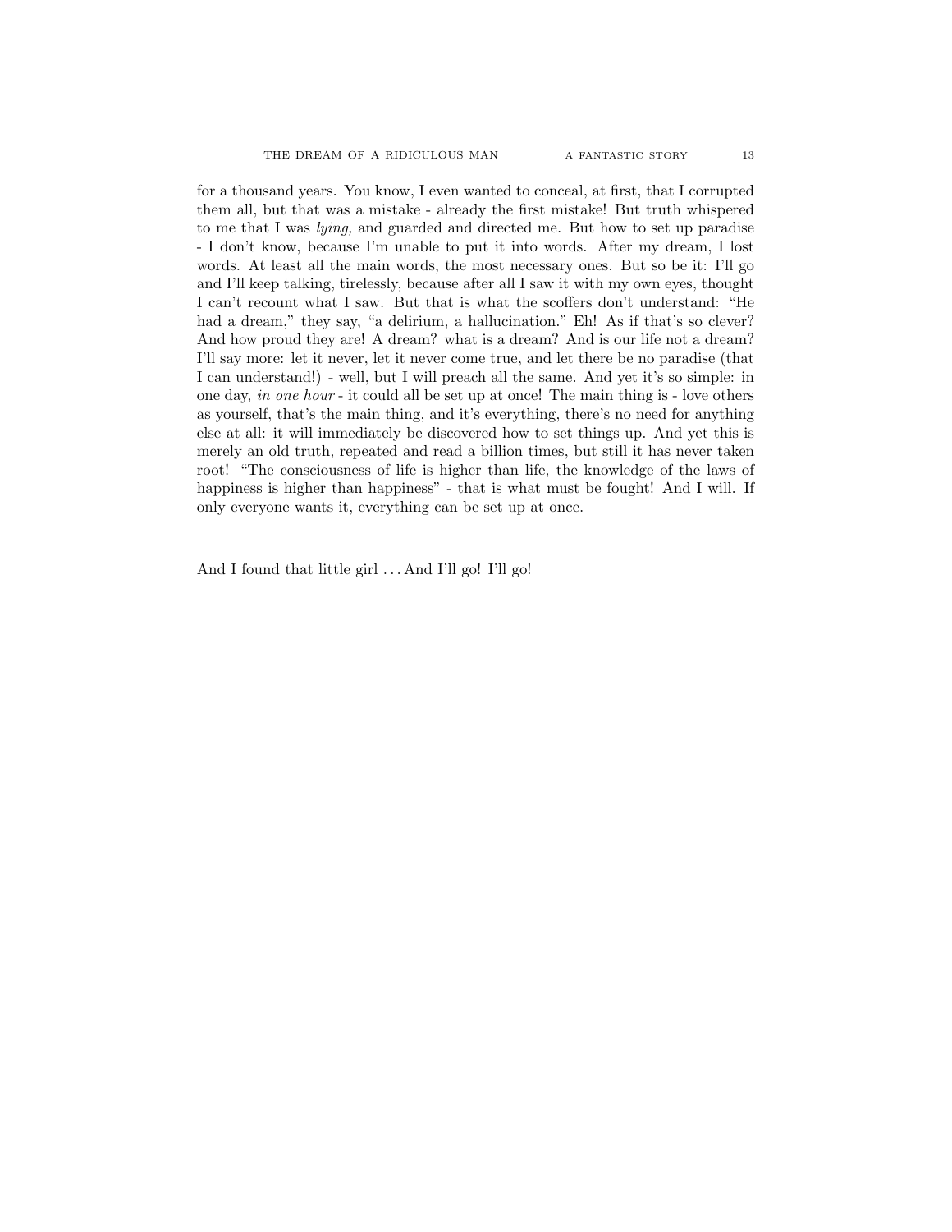for a thousand years. You know, I even wanted to conceal, at first, that I corrupted them all, but that was a mistake - already the first mistake! But truth whispered to me that I was *lying,* and guarded and directed me. But how to set up paradise - I don't know, because I'm unable to put it into words. After my dream, I lost words. At least all the main words, the most necessary ones. But so be it: I'll go and I'll keep talking, tirelessly, because after all I saw it with my own eyes, thought I can't recount what I saw. But that is what the scoffers don't understand: "He had a dream," they say, "a delirium, a hallucination." Eh! As if that's so clever? And how proud they are! A dream? what is a dream? And is our life not a dream? I'll say more: let it never, let it never come true, and let there be no paradise (that I can understand!) - well, but I will preach all the same. And yet it's so simple: in one day, *in one hour* - it could all be set up at once! The main thing is - love others as yourself, that's the main thing, and it's everything, there's no need for anything else at all: it will immediately be discovered how to set things up. And yet this is merely an old truth, repeated and read a billion times, but still it has never taken root! "The consciousness of life is higher than life, the knowledge of the laws of happiness is higher than happiness" - that is what must be fought! And I will. If only everyone wants it, everything can be set up at once.

And I found that little girl . . . And I'll go! I'll go!